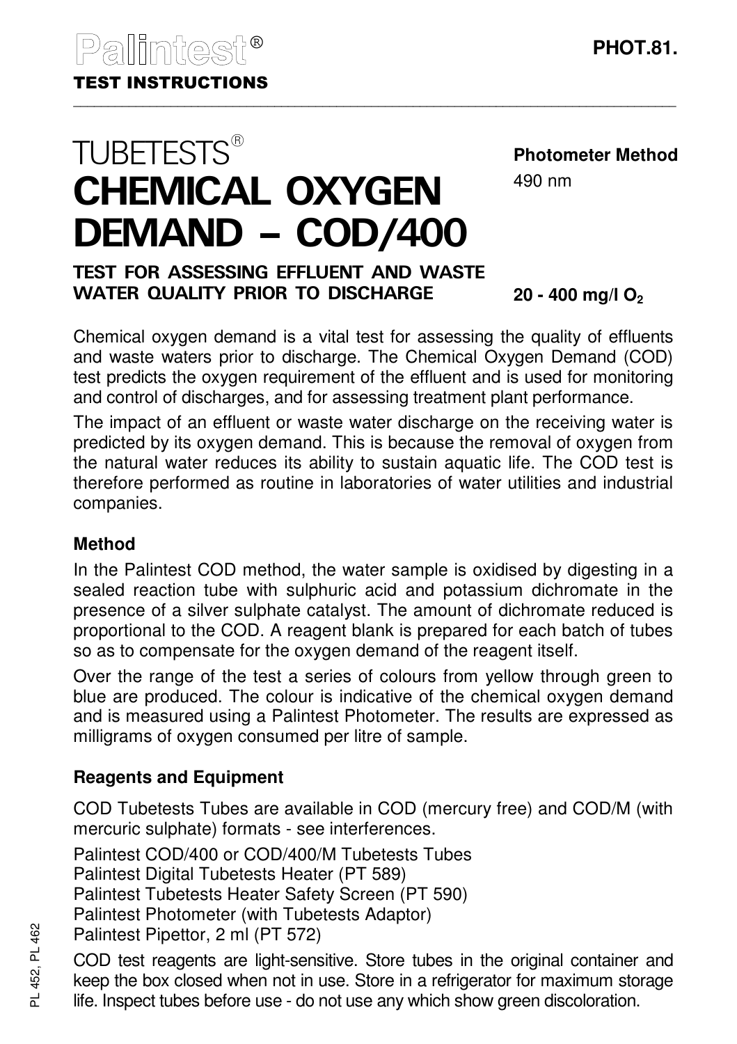Palintest®

**TEST INSTRUCTIONS**

**PHOT.81.**

# TUBETESTS® CHEMICAL OXYGEN DEMAND – COD/400

**TEST FOR ASSESSING EFFLUENT AND WASTE WATER QUALITY PRIOR TO DISCHARGE**

**Photometer Method**

490 nm

**20 - 400 mg/l $O_2$**

Chemical oxygen demand is a vital test for assessing the quality of effluents and waste waters prior to discharge. The Chemical Oxygen Demand (COD) test predicts the oxygen requirement of the effluent and is used for monitoring and control of discharges, and for assessing treatment plant performance.

The impact of an effluent or waste water discharge on the receiving water is predicted by its oxygen demand. This is because the removal of oxygen from the natural water reduces its ability to sustain aquatic life. The COD test is therefore performed as routine in laboratories of water utilities and industrial companies.

## Method

In the Palintest COD method, the water sample is oxidised by digesting in a sealed reaction tube with sulphuric acid and potassium dichromate in the presence of a silver sulphate catalyst. The amount of dichromate reduced is proportional to the COD. A reagent blank is prepared for each batch of tubes so as to compensate for the oxygen demand of the reagent itself.

Over the range of the test a series of colours from yellow through green to blue are produced. The colour is indicative of the chemical oxygen demand and is measured using a Palintest Photometer. The results are expressed as milligrams of oxygen consumed per litre of sample.

## Reagents and Equipment

COD Tubetests Tubes are available in COD (mercury free) and COD/M (with mercuric sulphate) formats - see interferences.

Palintest COD/400 or COD/400/M Tubetests Tubes
Palintest Digital Tubetests Heater (PT 589)
Palintest Tubetests Heater Safety Screen (PT 590)
Palintest Photometer (with Tubetests Adaptor)
Palintest Pipettor, 2 ml (PT 572)

COD test reagents are light-sensitive. Store tubes in the original container and keep the box closed when not in use. Store in a refrigerator for maximum storage life. Inspect tubes before use - do not use any which show green discoloration.

PL 452, PL 462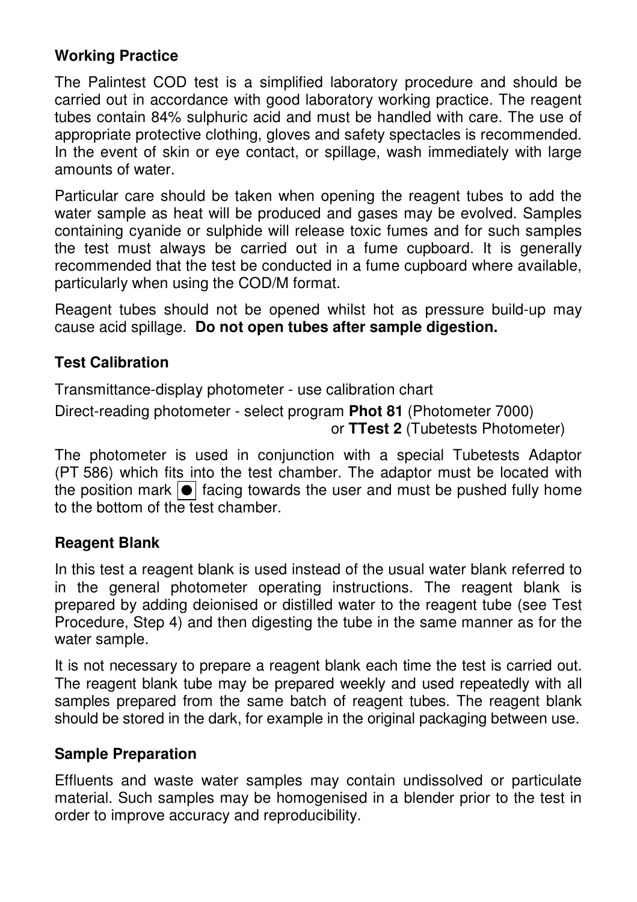## Working Practice

The Palintest COD test is a simplified laboratory procedure and should be carried out in accordance with good laboratory working practice. The reagent tubes contain 84% sulphuric acid and must be handled with care. The use of appropriate protective clothing, gloves and safety spectacles is recommended. In the event of skin or eye contact, or spillage, wash immediately with large amounts of water.

Particular care should be taken when opening the reagent tubes to add the water sample as heat will be produced and gases may be evolved. Samples containing cyanide or sulphide will release toxic fumes and for such samples the test must always be carried out in a fume cupboard. It is generally recommended that the test be conducted in a fume cupboard where available, particularly when using the COD/M format.

Reagent tubes should not be opened whilst hot as pressure build-up may cause acid spillage. **Do not open tubes after sample digestion.**

## Test Calibration

Transmittance-display photometer - use calibration chart

Direct-reading photometer - select program **Phot 81** (Photometer 7000)
or **TTest 2** (Tubetests Photometer)

The photometer is used in conjunction with a special Tubetests Adaptor (PT 586) which fits into the test chamber. The adaptor must be located with the position mark ● facing towards the user and must be pushed fully home to the bottom of the test chamber.

## Reagent Blank

In this test a reagent blank is used instead of the usual water blank referred to in the general photometer operating instructions. The reagent blank is prepared by adding deionised or distilled water to the reagent tube (see Test Procedure, Step 4) and then digesting the tube in the same manner as for the water sample.

It is not necessary to prepare a reagent blank each time the test is carried out. The reagent blank tube may be prepared weekly and used repeatedly with all samples prepared from the same batch of reagent tubes. The reagent blank should be stored in the dark, for example in the original packaging between use.

## Sample Preparation

Effluents and waste water samples may contain undissolved or particulate material. Such samples may be homogenised in a blender prior to the test in order to improve accuracy and reproducibility.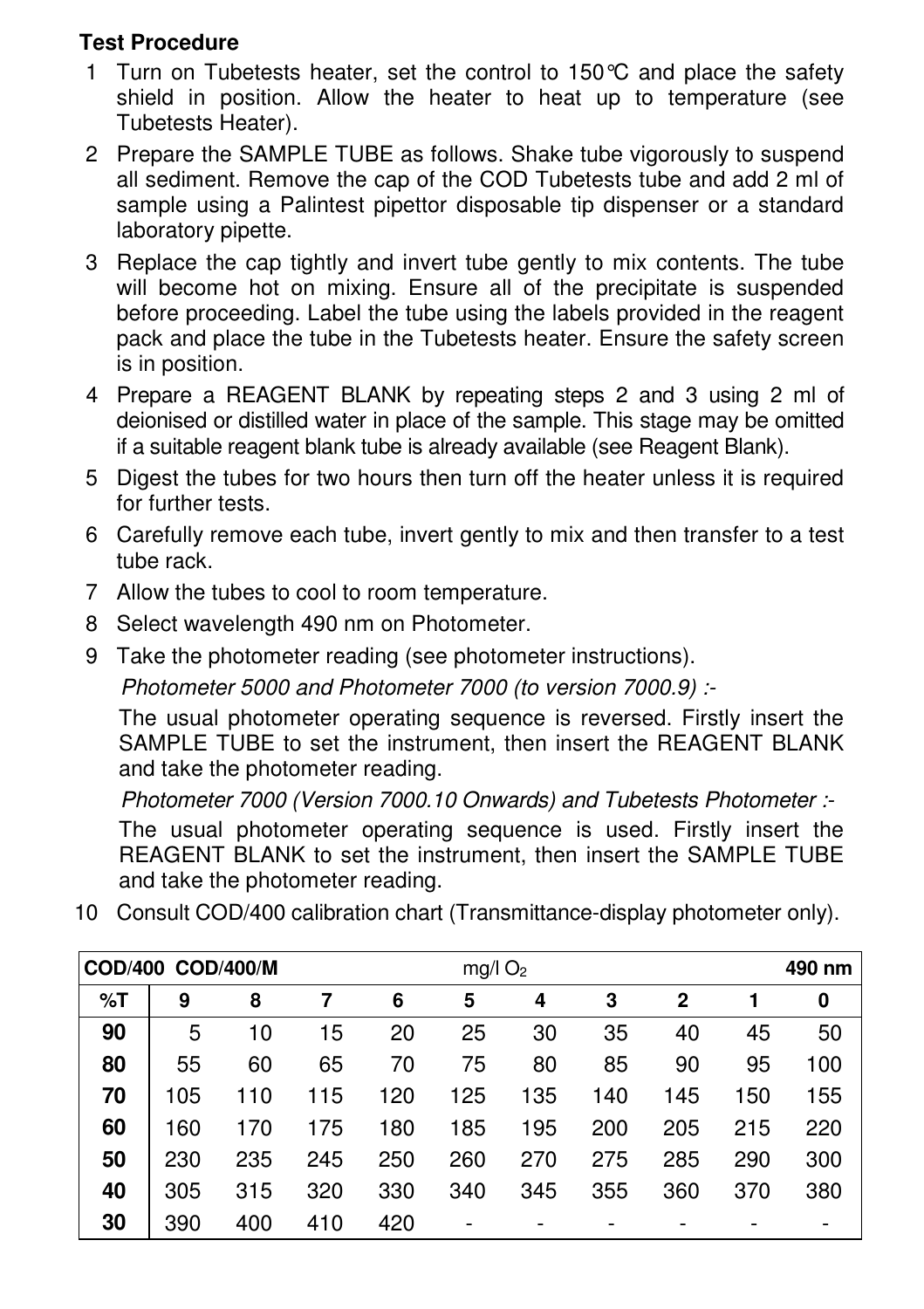**Test Procedure**

1. Turn on Tubetests heater, set the control to 150°C and place the safety shield in position. Allow the heater to heat up to temperature (see Tubetests Heater).
2. Prepare the SAMPLE TUBE as follows. Shake tube vigorously to suspend all sediment. Remove the cap of the COD Tubetests tube and add 2 ml of sample using a Palintest pipettor disposable tip dispenser or a standard laboratory pipette.
3. Replace the cap tightly and invert tube gently to mix contents. The tube will become hot on mixing. Ensure all of the precipitate is suspended before proceeding. Label the tube using the labels provided in the reagent pack and place the tube in the Tubetests heater. Ensure the safety screen is in position.
4. Prepare a REAGENT BLANK by repeating steps 2 and 3 using 2 ml of deionised or distilled water in place of the sample. This stage may be omitted if a suitable reagent blank tube is already available (see Reagent Blank).
5. Digest the tubes for two hours then turn off the heater unless it is required for further tests.
6. Carefully remove each tube, invert gently to mix and then transfer to a test tube rack.
7. Allow the tubes to cool to room temperature.
8. Select wavelength 490 nm on Photometer.
9. Take the photometer reading (see photometer instructions).

   *Photometer 5000 and Photometer 7000 (to version 7000.9) :-*

   The usual photometer operating sequence is reversed. Firstly insert the SAMPLE TUBE to set the instrument, then insert the REAGENT BLANK and take the photometer reading.

   *Photometer 7000 (Version 7000.10 Onwards) and Tubetests Photometer :-*

   The usual photometer operating sequence is used. Firstly insert the REAGENT BLANK to set the instrument, then insert the SAMPLE TUBE and take the photometer reading.
10. Consult COD/400 calibration chart (Transmittance-display photometer only).

| **COD/400 COD/400/M** | | | | mg/l $O_2$ | | | | | | **490 nm** |
|---|---|---|---|---|---|---|---|---|---|---|
| **%T** | **9** | **8** | **7** | **6** | **5** | **4** | **3** | **2** | **1** | **0** |
| **90** | 5 | 10 | 15 | 20 | 25 | 30 | 35 | 40 | 45 | 50 |
| **80** | 55 | 60 | 65 | 70 | 75 | 80 | 85 | 90 | 95 | 100 |
| **70** | 105 | 110 | 115 | 120 | 125 | 135 | 140 | 145 | 150 | 155 |
| **60** | 160 | 170 | 175 | 180 | 185 | 195 | 200 | 205 | 215 | 220 |
| **50** | 230 | 235 | 245 | 250 | 260 | 270 | 275 | 285 | 290 | 300 |
| **40** | 305 | 315 | 320 | 330 | 340 | 345 | 355 | 360 | 370 | 380 |
| **30** | 390 | 400 | 410 | 420 | - | - | - | - | - | - |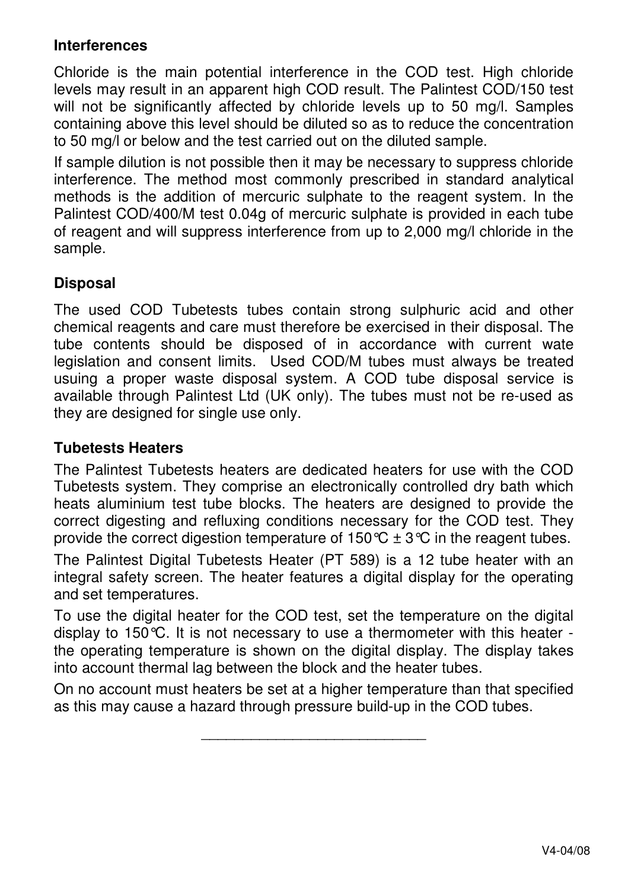### Interferences

Chloride is the main potential interference in the COD test. High chloride levels may result in an apparent high COD result. The Palintest COD/150 test will not be significantly affected by chloride levels up to 50 mg/l. Samples containing above this level should be diluted so as to reduce the concentration to 50 mg/l or below and the test carried out on the diluted sample.

If sample dilution is not possible then it may be necessary to suppress chloride interference. The method most commonly prescribed in standard analytical methods is the addition of mercuric sulphate to the reagent system. In the Palintest COD/400/M test 0.04g of mercuric sulphate is provided in each tube of reagent and will suppress interference from up to 2,000 mg/l chloride in the sample.

### Disposal

The used COD Tubetests tubes contain strong sulphuric acid and other chemical reagents and care must therefore be exercised in their disposal. The tube contents should be disposed of in accordance with current wate legislation and consent limits. Used COD/M tubes must always be treated usuing a proper waste disposal system. A COD tube disposal service is available through Palintest Ltd (UK only). The tubes must not be re-used as they are designed for single use only.

### Tubetests Heaters

The Palintest Tubetests heaters are dedicated heaters for use with the COD Tubetests system. They comprise an electronically controlled dry bath which heats aluminium test tube blocks. The heaters are designed to provide the correct digesting and refluxing conditions necessary for the COD test. They provide the correct digestion temperature of 150℃ ± 3℃ in the reagent tubes.

The Palintest Digital Tubetests Heater (PT 589) is a 12 tube heater with an integral safety screen. The heater features a digital display for the operating and set temperatures.

To use the digital heater for the COD test, set the temperature on the digital display to 150℃. It is not necessary to use a thermometer with this heater - the operating temperature is shown on the digital display. The display takes into account thermal lag between the block and the heater tubes.

On no account must heaters be set at a higher temperature than that specified as this may cause a hazard through pressure build-up in the COD tubes.

---

V4-04/08